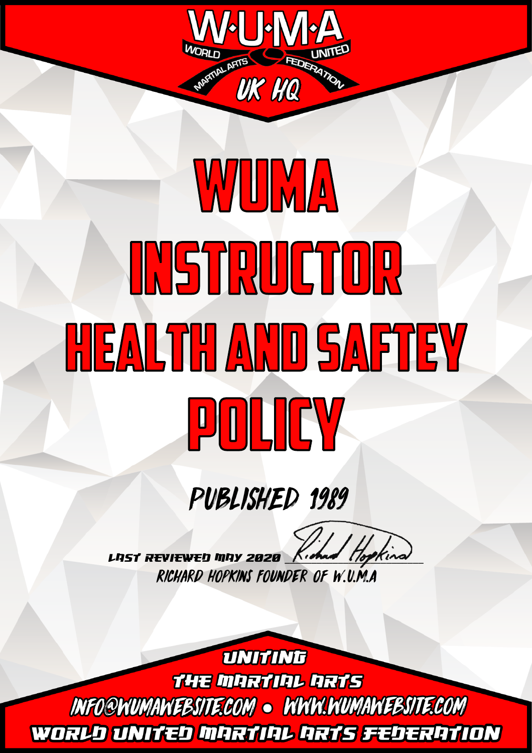W·U·M·A

WORLD UNITED MARTIAL ARTS FEDERATION

UK HQ

# WUMA INSTRUCTOR HEALTH AND SAFTEY POLICY

PUBLISHED 1989

LAST REVIEWED MAY 2020

RICHARD HOPKINS FOUNDER OF W.U.M.A

UNITING THE MARTIAL ARTS

INFO@WUMAWEBSITE.COM • WWW.WUMAWEBSITE.COM

WORLD UNITED MARTIAL ARTS FEDERATION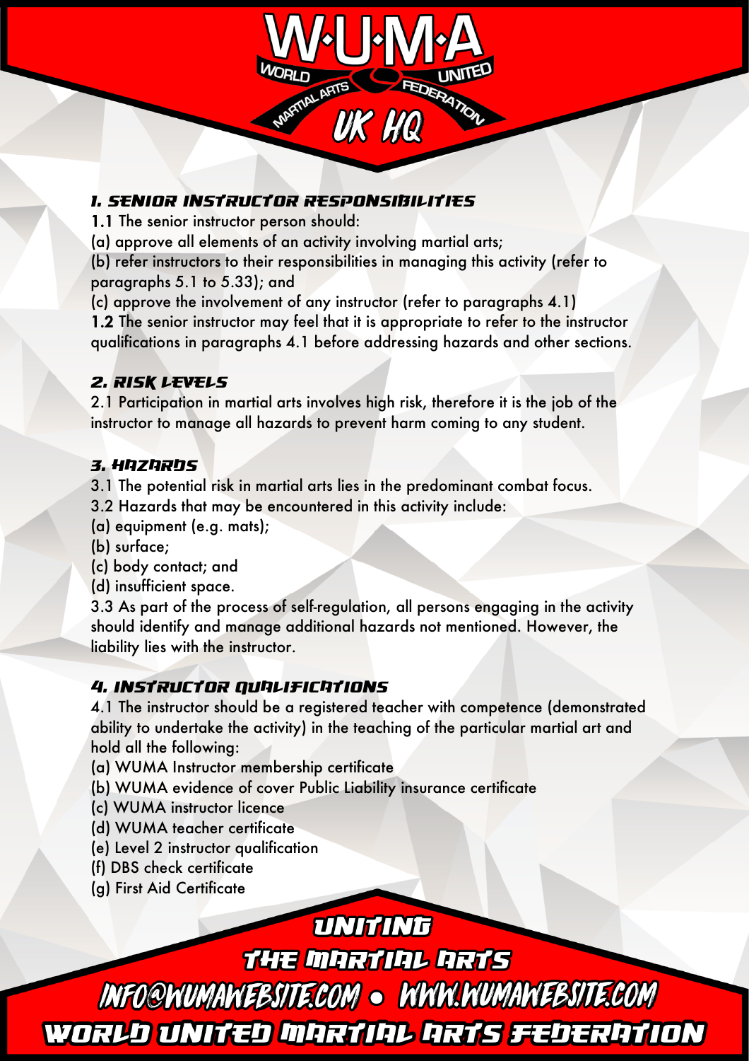## 1. SENIOR INSTRUCTOR RESPONSIBILITIES

**1.1** The senior instructor person should:

(a) approve all elements of an activity involving martial arts;

(b) refer instructors to their responsibilities in managing this activity (refer to paragraphs 5.1 to 5.33); and

(c) approve the involvement of any instructor (refer to paragraphs 4.1)

**1.2** The senior instructor may feel that it is appropriate to refer to the instructor qualifications in paragraphs 4.1 before addressing hazards and other sections.

## 2. RISK LEVELS

2.1 Participation in martial arts involves high risk, therefore it is the job of the instructor to manage all hazards to prevent harm coming to any student.

## 3. HAZARDS

3.1 The potential risk in martial arts lies in the predominant combat focus.

3.2 Hazards that may be encountered in this activity include:

(a) equipment (e.g. mats);

(b) surface;

(c) body contact; and

(d) insufficient space.

3.3 As part of the process of self-regulation, all persons engaging in the activity should identify and manage additional hazards not mentioned. However, the liability lies with the instructor.

## 4. INSTRUCTOR QUALIFICATIONS

4.1 The instructor should be a registered teacher with competence (demonstrated ability to undertake the activity) in the teaching of the particular martial art and hold all the following:

(a) WUMA Instructor membership certificate

(b) WUMA evidence of cover Public Liability insurance certificate

(c) WUMA instructor licence

(d) WUMA teacher certificate

(e) Level 2 instructor qualification

(f) DBS check certificate

(g) First Aid Certificate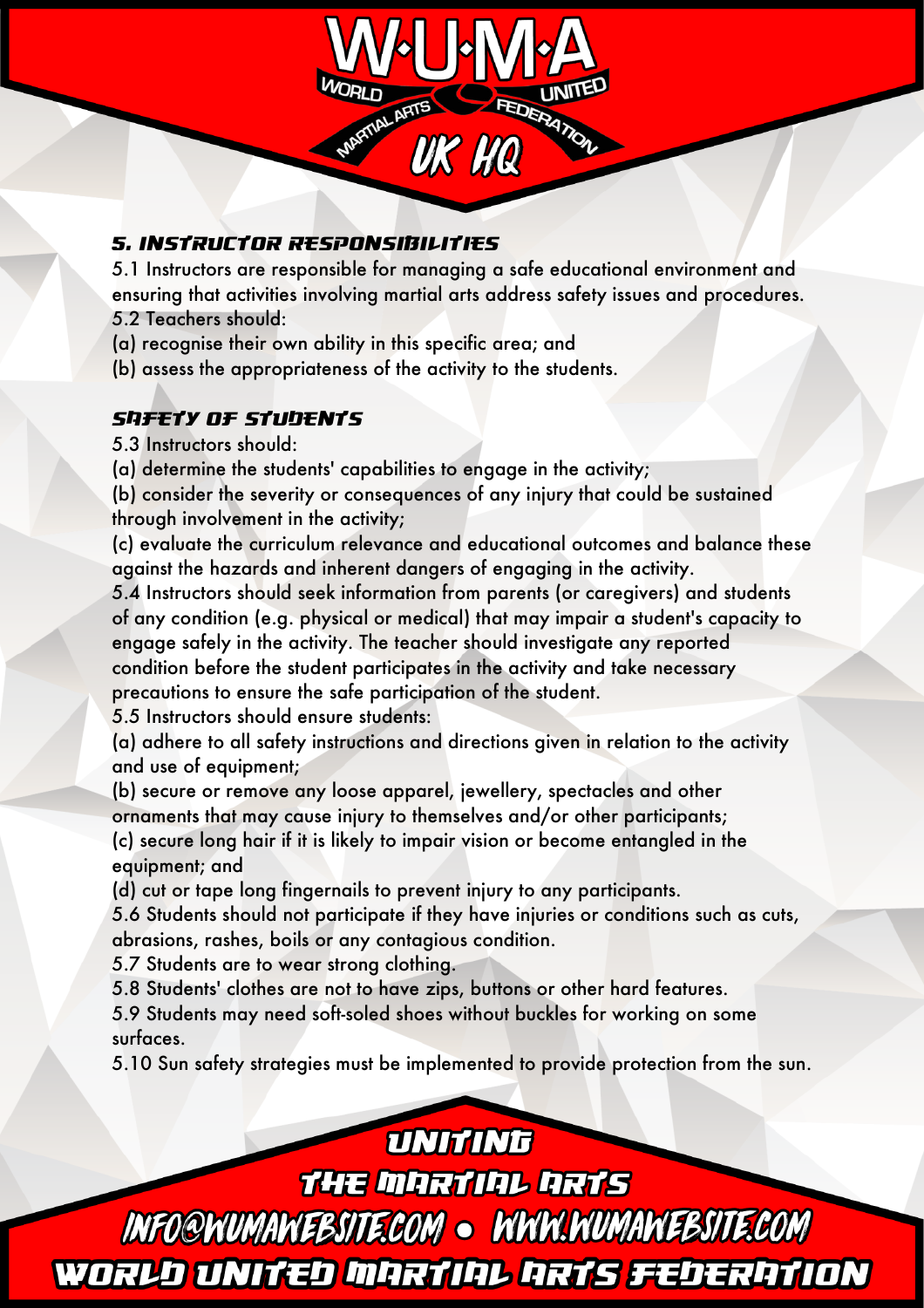## 5. INSTRUCTOR RESPONSIBILITIES

5.1 Instructors are responsible for managing a safe educational environment and ensuring that activities involving martial arts address safety issues and procedures.
5.2 Teachers should:
(a) recognise their own ability in this specific area; and
(b) assess the appropriateness of the activity to the students.

### SAFETY OF STUDENTS

5.3 Instructors should:
(a) determine the students' capabilities to engage in the activity;
(b) consider the severity or consequences of any injury that could be sustained through involvement in the activity;
(c) evaluate the curriculum relevance and educational outcomes and balance these against the hazards and inherent dangers of engaging in the activity.
5.4 Instructors should seek information from parents (or caregivers) and students of any condition (e.g. physical or medical) that may impair a student's capacity to engage safely in the activity. The teacher should investigate any reported condition before the student participates in the activity and take necessary precautions to ensure the safe participation of the student.
5.5 Instructors should ensure students:
(a) adhere to all safety instructions and directions given in relation to the activity and use of equipment;
(b) secure or remove any loose apparel, jewellery, spectacles and other ornaments that may cause injury to themselves and/or other participants;
(c) secure long hair if it is likely to impair vision or become entangled in the equipment; and
(d) cut or tape long fingernails to prevent injury to any participants.
5.6 Students should not participate if they have injuries or conditions such as cuts, abrasions, rashes, boils or any contagious condition.
5.7 Students are to wear strong clothing.
5.8 Students' clothes are not to have zips, buttons or other hard features.
5.9 Students may need soft-soled shoes without buckles for working on some surfaces.
5.10 Sun safety strategies must be implemented to provide protection from the sun.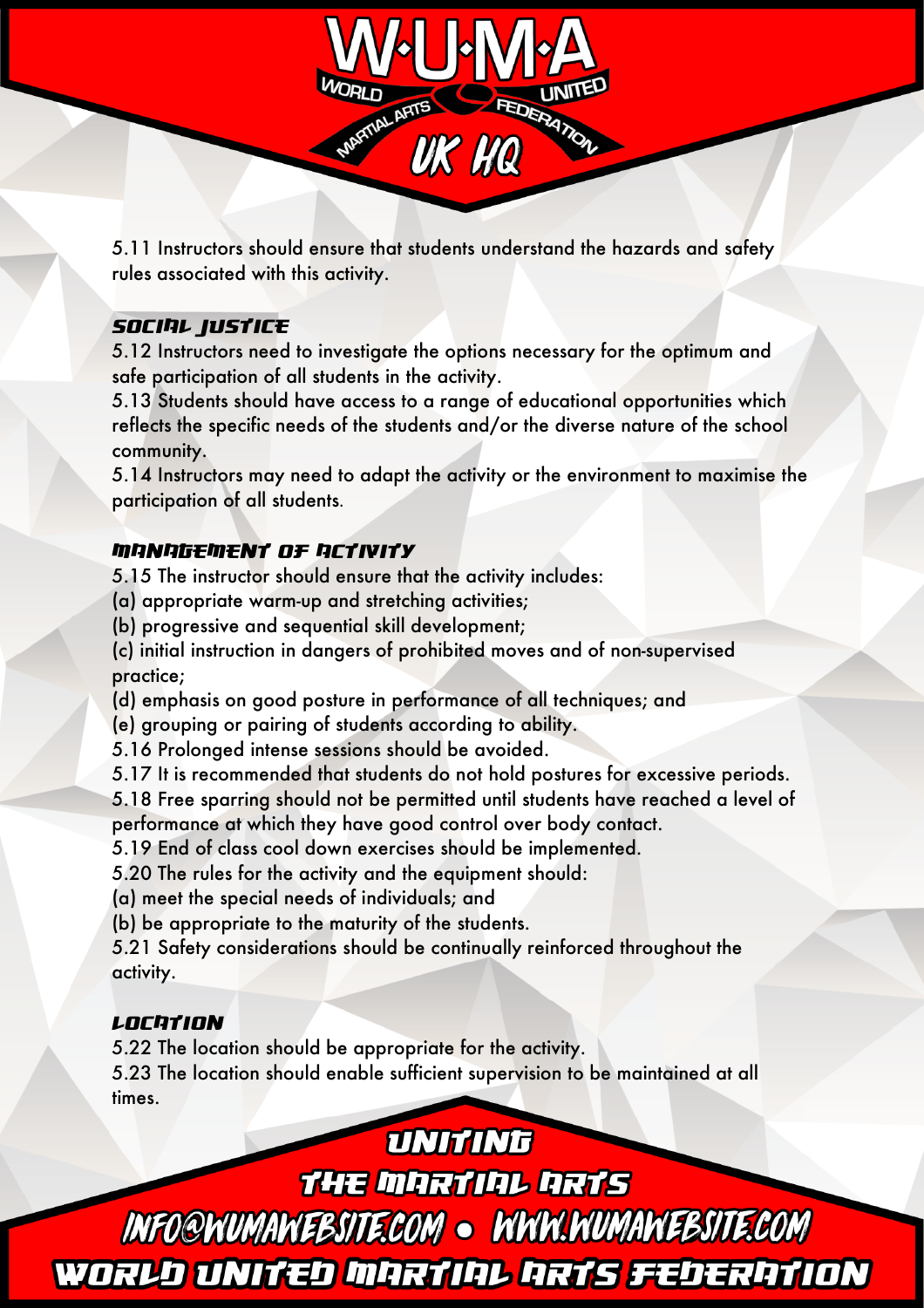5.11 Instructors should ensure that students understand the hazards and safety rules associated with this activity.

### Social Justice

5.12 Instructors need to investigate the options necessary for the optimum and safe participation of all students in the activity.
5.13 Students should have access to a range of educational opportunities which reflects the specific needs of the students and/or the diverse nature of the school community.
5.14 Instructors may need to adapt the activity or the environment to maximise the participation of all students.

### Management of Activity

5.15 The instructor should ensure that the activity includes:
(a) appropriate warm-up and stretching activities;
(b) progressive and sequential skill development;
(c) initial instruction in dangers of prohibited moves and of non-supervised practice;
(d) emphasis on good posture in performance of all techniques; and
(e) grouping or pairing of students according to ability.
5.16 Prolonged intense sessions should be avoided.
5.17 It is recommended that students do not hold postures for excessive periods.
5.18 Free sparring should not be permitted until students have reached a level of performance at which they have good control over body contact.
5.19 End of class cool down exercises should be implemented.
5.20 The rules for the activity and the equipment should:
(a) meet the special needs of individuals; and
(b) be appropriate to the maturity of the students.
5.21 Safety considerations should be continually reinforced throughout the activity.

### Location

5.22 The location should be appropriate for the activity.
5.23 The location should enable sufficient supervision to be maintained at all times.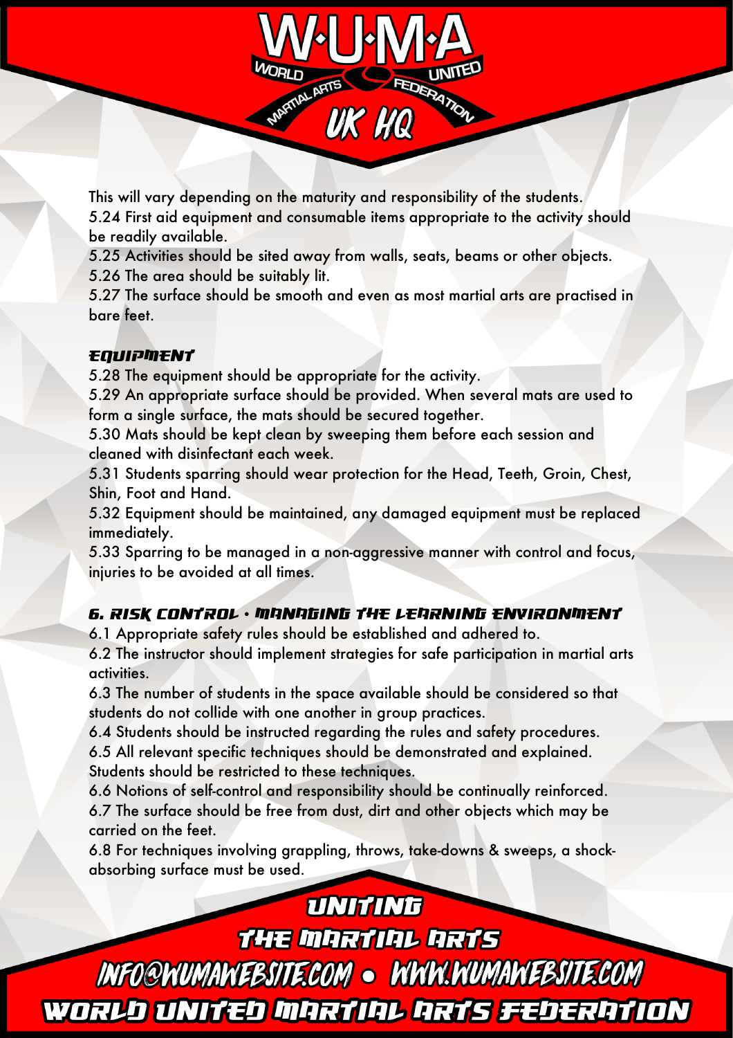This will vary depending on the maturity and responsibility of the students.

5.24 First aid equipment and consumable items appropriate to the activity should be readily available.

5.25 Activities should be sited away from walls, seats, beams or other objects.

5.26 The area should be suitably lit.

5.27 The surface should be smooth and even as most martial arts are practised in bare feet.

### EQUIPMENT

5.28 The equipment should be appropriate for the activity.

5.29 An appropriate surface should be provided. When several mats are used to form a single surface, the mats should be secured together.

5.30 Mats should be kept clean by sweeping them before each session and cleaned with disinfectant each week.

5.31 Students sparring should wear protection for the Head, Teeth, Groin, Chest, Shin, Foot and Hand.

5.32 Equipment should be maintained, any damaged equipment must be replaced immediately.

5.33 Sparring to be managed in a non-aggressive manner with control and focus, injuries to be avoided at all times.

### 6. RISK CONTROL • MANAGING THE LEARNING ENVIRONMENT

6.1 Appropriate safety rules should be established and adhered to.

6.2 The instructor should implement strategies for safe participation in martial arts activities.

6.3 The number of students in the space available should be considered so that students do not collide with one another in group practices.

6.4 Students should be instructed regarding the rules and safety procedures.

6.5 All relevant specific techniques should be demonstrated and explained. Students should be restricted to these techniques.

6.6 Notions of self-control and responsibility should be continually reinforced.

6.7 The surface should be free from dust, dirt and other objects which may be carried on the feet.

6.8 For techniques involving grappling, throws, take-downs & sweeps, a shock-absorbing surface must be used.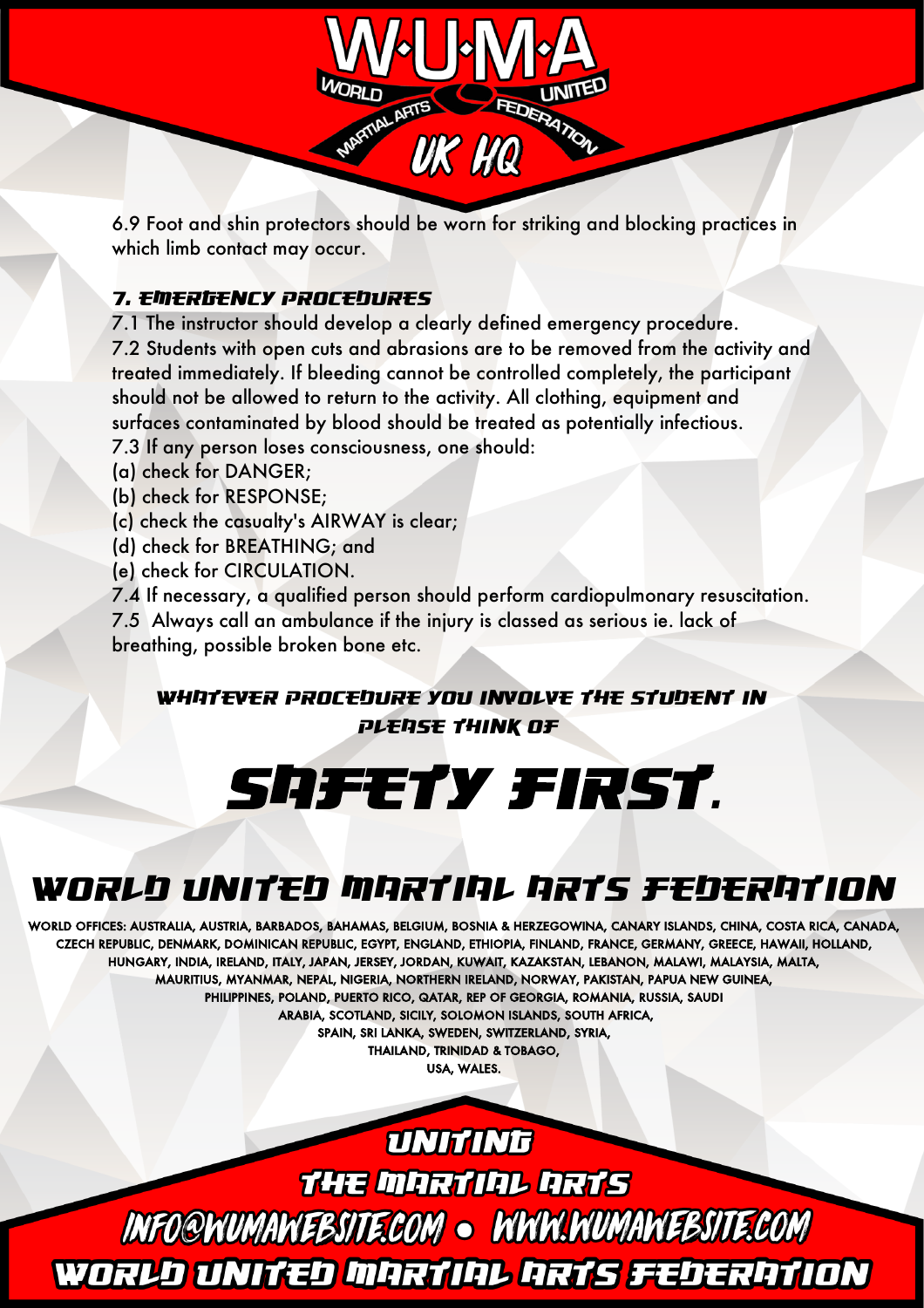6.9 Foot and shin protectors should be worn for striking and blocking practices in which limb contact may occur.

### 7. EMERGENCY PROCEDURES

7.1 The instructor should develop a clearly defined emergency procedure.
7.2 Students with open cuts and abrasions are to be removed from the activity and treated immediately. If bleeding cannot be controlled completely, the participant should not be allowed to return to the activity. All clothing, equipment and surfaces contaminated by blood should be treated as potentially infectious.
7.3 If any person loses consciousness, one should:
(a) check for DANGER;
(b) check for RESPONSE;
(c) check the casualty's AIRWAY is clear;
(d) check for BREATHING; and
(e) check for CIRCULATION.
7.4 If necessary, a qualified person should perform cardiopulmonary resuscitation.
7.5 Always call an ambulance if the injury is classed as serious ie. lack of breathing, possible broken bone etc.

**WHATEVER PROCEDURE YOU INVOLVE THE STUDENT IN PLEASE THINK OF**

# SAFETY FIRST.

## WORLD UNITED MARTIAL ARTS FEDERATION

WORLD OFFICES: AUSTRALIA, AUSTRIA, BARBADOS, BAHAMAS, BELGIUM, BOSNIA & HERZEGOWINA, CANARY ISLANDS, CHINA, COSTA RICA, CANADA, CZECH REPUBLIC, DENMARK, DOMINICAN REPUBLIC, EGYPT, ENGLAND, ETHIOPIA, FINLAND, FRANCE, GERMANY, GREECE, HAWAII, HOLLAND, HUNGARY, INDIA, IRELAND, ITALY, JAPAN, JERSEY, JORDAN, KUWAIT, KAZAKSTAN, LEBANON, MALAWI, MALAYSIA, MALTA, MAURITIUS, MYANMAR, NEPAL, NIGERIA, NORTHERN IRELAND, NORWAY, PAKISTAN, PAPUA NEW GUINEA, PHILIPPINES, POLAND, PUERTO RICO, QATAR, REP OF GEORGIA, ROMANIA, RUSSIA, SAUDI ARABIA, SCOTLAND, SICILY, SOLOMON ISLANDS, SOUTH AFRICA, SPAIN, SRI LANKA, SWEDEN, SWITZERLAND, SYRIA, THAILAND, TRINIDAD & TOBAGO, USA, WALES.

UNITING
THE MARTIAL ARTS
INFO@WUMAWEBSITE.COM • WWW.WUMAWEBSITE.COM
WORLD UNITED MARTIAL ARTS FEDERATION